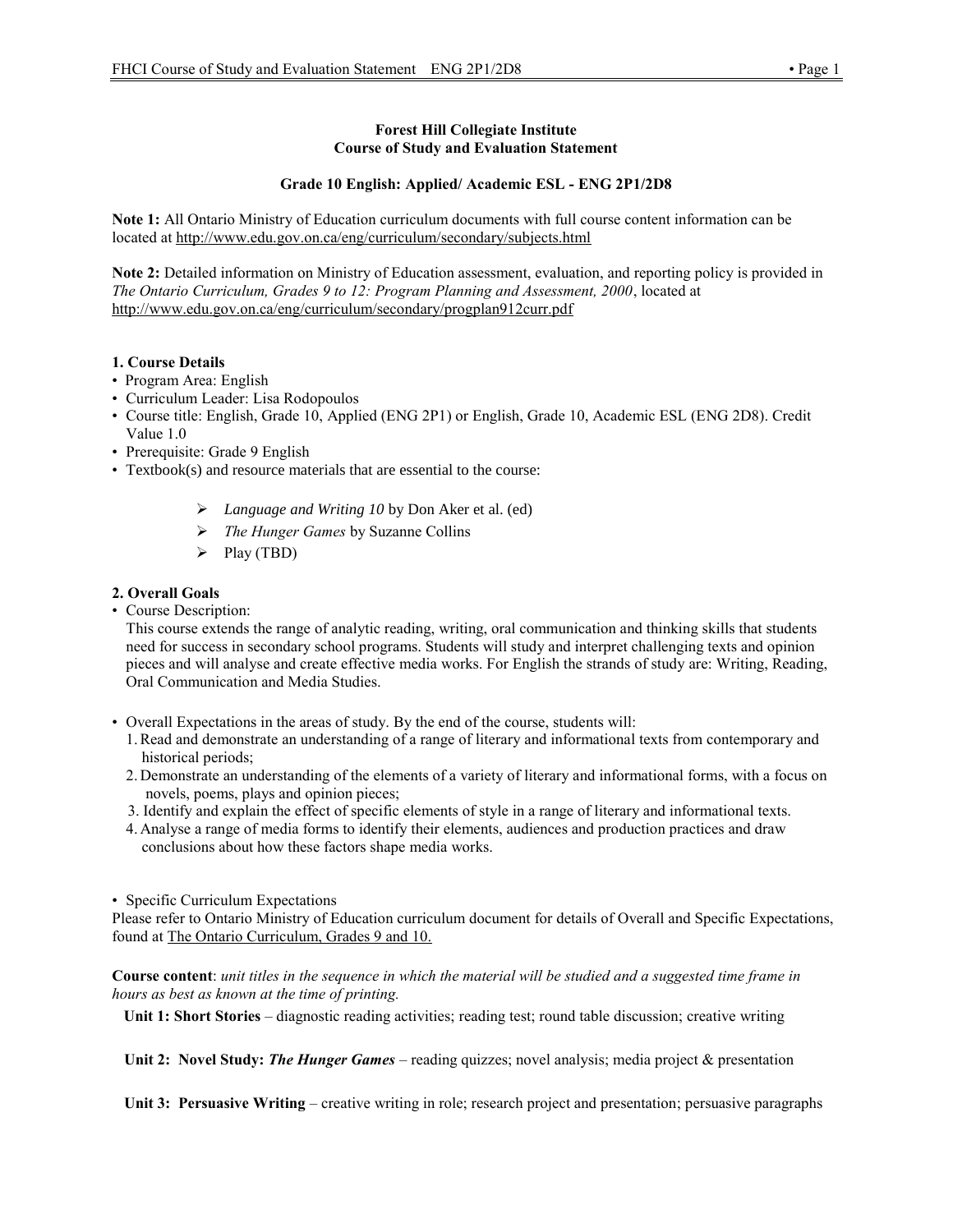**Forest Hill Collegiate Institute**
**Course of Study and Evaluation Statement**

**Grade 10 English: Applied/ Academic ESL - ENG 2P1/2D8**

**Note 1:** All Ontario Ministry of Education curriculum documents with full course content information can be located at http://www.edu.gov.on.ca/eng/curriculum/secondary/subjects.html

**Note 2:** Detailed information on Ministry of Education assessment, evaluation, and reporting policy is provided in *The Ontario Curriculum, Grades 9 to 12: Program Planning and Assessment, 2000*, located at http://www.edu.gov.on.ca/eng/curriculum/secondary/progplan912curr.pdf

**1. Course Details**

- Program Area: English
- Curriculum Leader: Lisa Rodopoulos
- Course title: English, Grade 10, Applied (ENG 2P1) or English, Grade 10, Academic ESL (ENG 2D8). Credit Value 1.0
- Prerequisite: Grade 9 English
- Textbook(s) and resource materials that are essential to the course:
    - *Language and Writing 10* by Don Aker et al. (ed)
    - *The Hunger Games* by Suzanne Collins
    - Play (TBD)

**2. Overall Goals**

- Course Description:
  This course extends the range of analytic reading, writing, oral communication and thinking skills that students need for success in secondary school programs. Students will study and interpret challenging texts and opinion pieces and will analyse and create effective media works. For English the strands of study are: Writing, Reading, Oral Communication and Media Studies.

- Overall Expectations in the areas of study. By the end of the course, students will:
  1. Read and demonstrate an understanding of a range of literary and informational texts from contemporary and historical periods;
  2. Demonstrate an understanding of the elements of a variety of literary and informational forms, with a focus on novels, poems, plays and opinion pieces;
  3. Identify and explain the effect of specific elements of style in a range of literary and informational texts.
  4. Analyse a range of media forms to identify their elements, audiences and production practices and draw conclusions about how these factors shape media works.

- Specific Curriculum Expectations

Please refer to Ontario Ministry of Education curriculum document for details of Overall and Specific Expectations, found at The Ontario Curriculum, Grades 9 and 10.

**Course content**: *unit titles in the sequence in which the material will be studied and a suggested time frame in hours as best as known at the time of printing.*

**Unit 1: Short Stories** – diagnostic reading activities; reading test; round table discussion; creative writing

**Unit 2: Novel Study: *The Hunger Games*** – reading quizzes; novel analysis; media project & presentation

**Unit 3: Persuasive Writing** – creative writing in role; research project and presentation; persuasive paragraphs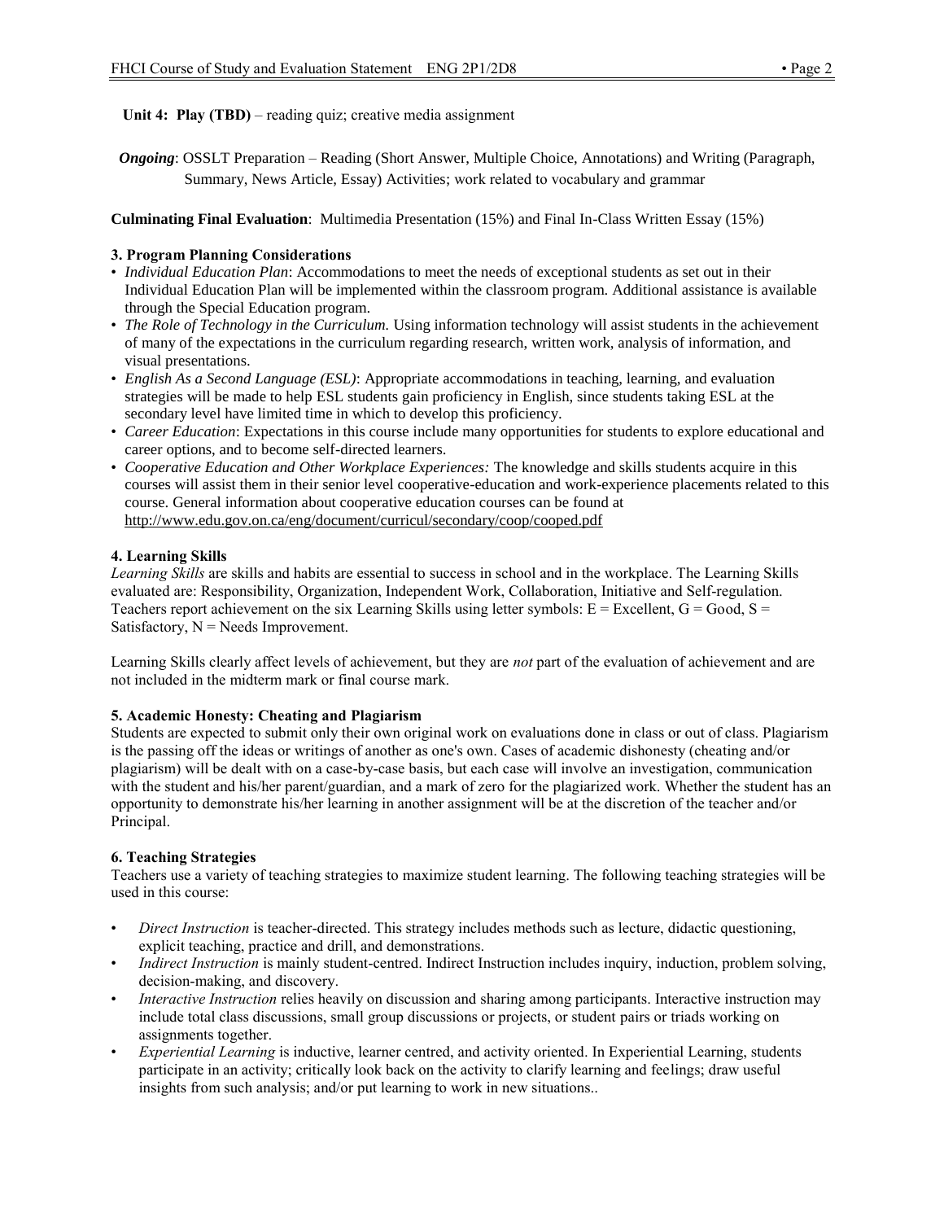**Unit 4: Play (TBD)** – reading quiz; creative media assignment

***Ongoing***: OSSLT Preparation – Reading (Short Answer, Multiple Choice, Annotations) and Writing (Paragraph, Summary, News Article, Essay) Activities; work related to vocabulary and grammar

**Culminating Final Evaluation**: Multimedia Presentation (15%) and Final In-Class Written Essay (15%)

### 3. Program Planning Considerations

- *Individual Education Plan*: Accommodations to meet the needs of exceptional students as set out in their Individual Education Plan will be implemented within the classroom program. Additional assistance is available through the Special Education program.
- *The Role of Technology in the Curriculum.* Using information technology will assist students in the achievement of many of the expectations in the curriculum regarding research, written work, analysis of information, and visual presentations.
- *English As a Second Language (ESL)*: Appropriate accommodations in teaching, learning, and evaluation strategies will be made to help ESL students gain proficiency in English, since students taking ESL at the secondary level have limited time in which to develop this proficiency.
- *Career Education*: Expectations in this course include many opportunities for students to explore educational and career options, and to become self-directed learners.
- *Cooperative Education and Other Workplace Experiences:* The knowledge and skills students acquire in this courses will assist them in their senior level cooperative-education and work-experience placements related to this course. General information about cooperative education courses can be found at http://www.edu.gov.on.ca/eng/document/curricul/secondary/coop/cooped.pdf

### 4. Learning Skills

*Learning Skills* are skills and habits are essential to success in school and in the workplace. The Learning Skills evaluated are: Responsibility, Organization, Independent Work, Collaboration, Initiative and Self-regulation. Teachers report achievement on the six Learning Skills using letter symbols: E = Excellent, G = Good, S = Satisfactory, N = Needs Improvement.

Learning Skills clearly affect levels of achievement, but they are *not* part of the evaluation of achievement and are not included in the midterm mark or final course mark.

### 5. Academic Honesty: Cheating and Plagiarism

Students are expected to submit only their own original work on evaluations done in class or out of class. Plagiarism is the passing off the ideas or writings of another as one's own. Cases of academic dishonesty (cheating and/or plagiarism) will be dealt with on a case-by-case basis, but each case will involve an investigation, communication with the student and his/her parent/guardian, and a mark of zero for the plagiarized work. Whether the student has an opportunity to demonstrate his/her learning in another assignment will be at the discretion of the teacher and/or Principal.

### 6. Teaching Strategies

Teachers use a variety of teaching strategies to maximize student learning. The following teaching strategies will be used in this course:

- *Direct Instruction* is teacher-directed. This strategy includes methods such as lecture, didactic questioning, explicit teaching, practice and drill, and demonstrations.
- *Indirect Instruction* is mainly student-centred. Indirect Instruction includes inquiry, induction, problem solving, decision-making, and discovery.
- *Interactive Instruction* relies heavily on discussion and sharing among participants. Interactive instruction may include total class discussions, small group discussions or projects, or student pairs or triads working on assignments together.
- *Experiential Learning* is inductive, learner centred, and activity oriented. In Experiential Learning, students participate in an activity; critically look back on the activity to clarify learning and feelings; draw useful insights from such analysis; and/or put learning to work in new situations..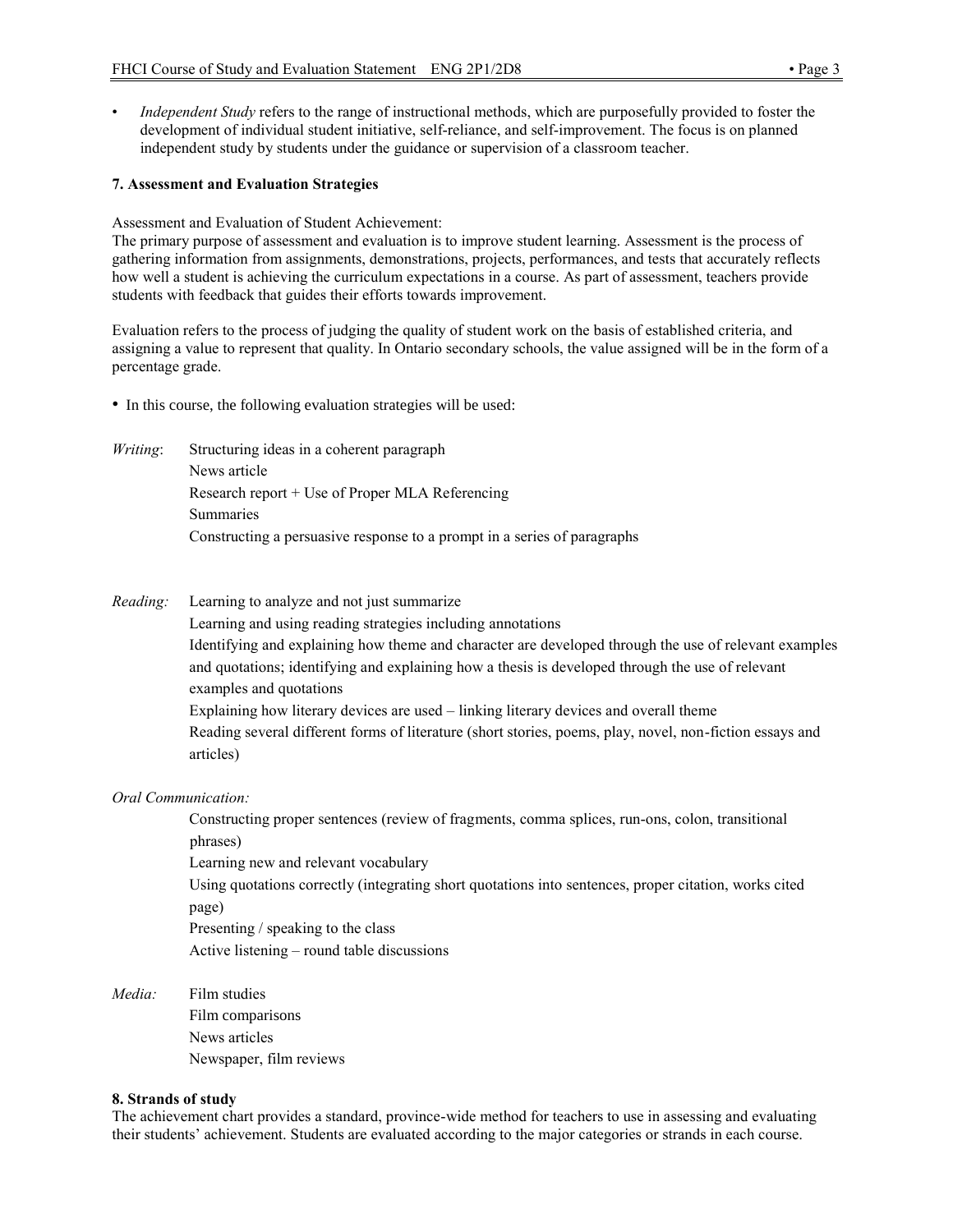- *Independent Study* refers to the range of instructional methods, which are purposefully provided to foster the development of individual student initiative, self-reliance, and self-improvement. The focus is on planned independent study by students under the guidance or supervision of a classroom teacher.

**7. Assessment and Evaluation Strategies**

Assessment and Evaluation of Student Achievement:
The primary purpose of assessment and evaluation is to improve student learning. Assessment is the process of gathering information from assignments, demonstrations, projects, performances, and tests that accurately reflects how well a student is achieving the curriculum expectations in a course. As part of assessment, teachers provide students with feedback that guides their efforts towards improvement.

Evaluation refers to the process of judging the quality of student work on the basis of established criteria, and assigning a value to represent that quality. In Ontario secondary schools, the value assigned will be in the form of a percentage grade.

- In this course, the following evaluation strategies will be used:

*Writing*:
- Structuring ideas in a coherent paragraph
- News article
- Research report + Use of Proper MLA Referencing
- Summaries
- Constructing a persuasive response to a prompt in a series of paragraphs

*Reading:*
- Learning to analyze and not just summarize
- Learning and using reading strategies including annotations
- Identifying and explaining how theme and character are developed through the use of relevant examples and quotations; identifying and explaining how a thesis is developed through the use of relevant examples and quotations
- Explaining how literary devices are used – linking literary devices and overall theme
- Reading several different forms of literature (short stories, poems, play, novel, non-fiction essays and articles)

*Oral Communication:*
- Constructing proper sentences (review of fragments, comma splices, run-ons, colon, transitional phrases)
- Learning new and relevant vocabulary
- Using quotations correctly (integrating short quotations into sentences, proper citation, works cited page)
- Presenting / speaking to the class
- Active listening – round table discussions

*Media:*
- Film studies
- Film comparisons
- News articles
- Newspaper, film reviews

**8. Strands of study**

The achievement chart provides a standard, province-wide method for teachers to use in assessing and evaluating their students' achievement. Students are evaluated according to the major categories or strands in each course.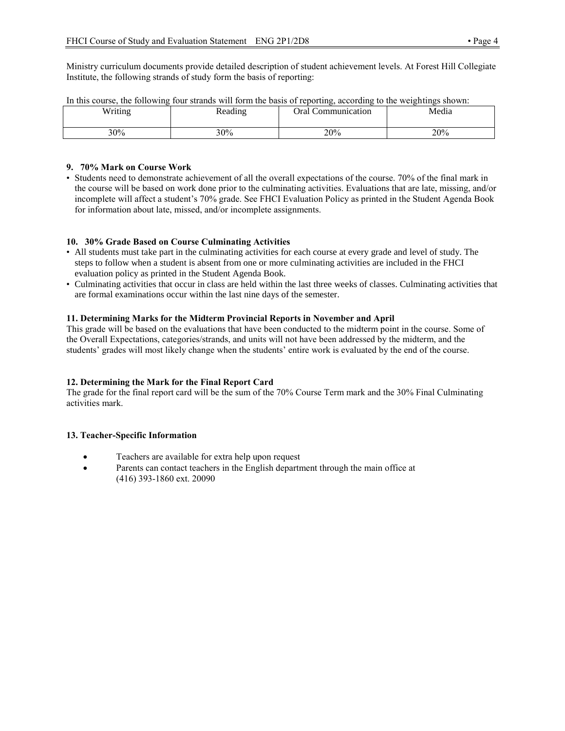Ministry curriculum documents provide detailed description of student achievement levels. At Forest Hill Collegiate Institute, the following strands of study form the basis of reporting:

In this course, the following four strands will form the basis of reporting, according to the weightings shown:

| Writing | Reading | Oral Communication | Media |
|---|---|---|---|
| 30% | 30% | 20% | 20% |

**9. 70% Mark on Course Work**

- Students need to demonstrate achievement of all the overall expectations of the course. 70% of the final mark in the course will be based on work done prior to the culminating activities. Evaluations that are late, missing, and/or incomplete will affect a student's 70% grade. See FHCI Evaluation Policy as printed in the Student Agenda Book for information about late, missed, and/or incomplete assignments.

**10. 30% Grade Based on Course Culminating Activities**

- All students must take part in the culminating activities for each course at every grade and level of study. The steps to follow when a student is absent from one or more culminating activities are included in the FHCI evaluation policy as printed in the Student Agenda Book.
- Culminating activities that occur in class are held within the last three weeks of classes. Culminating activities that are formal examinations occur within the last nine days of the semester.

**11. Determining Marks for the Midterm Provincial Reports in November and April**

This grade will be based on the evaluations that have been conducted to the midterm point in the course. Some of the Overall Expectations, categories/strands, and units will not have been addressed by the midterm, and the students' grades will most likely change when the students' entire work is evaluated by the end of the course.

**12. Determining the Mark for the Final Report Card**

The grade for the final report card will be the sum of the 70% Course Term mark and the 30% Final Culminating activities mark.

**13. Teacher-Specific Information**

- Teachers are available for extra help upon request
- Parents can contact teachers in the English department through the main office at (416) 393-1860 ext. 20090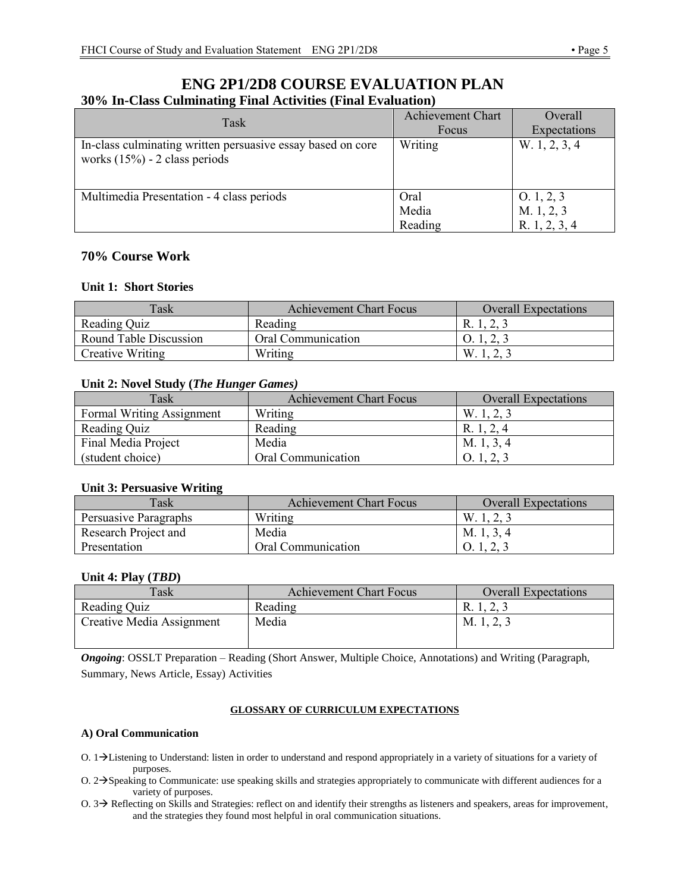# ENG 2P1/2D8 COURSE EVALUATION PLAN

## 30% In-Class Culminating Final Activities (Final Evaluation)

| Task | Achievement Chart Focus | Overall Expectations |
|---|---|---|
| In-class culminating written persuasive essay based on core works (15%) - 2 class periods | Writing | W. 1, 2, 3, 4 |
| Multimedia Presentation - 4 class periods | Oral<br>Media<br>Reading | O. 1, 2, 3<br>M. 1, 2, 3<br>R. 1, 2, 3, 4 |

## 70% Course Work

### Unit 1: Short Stories

| Task | Achievement Chart Focus | Overall Expectations |
|---|---|---|
| Reading Quiz | Reading | R. 1, 2, 3 |
| Round Table Discussion | Oral Communication | O. 1, 2, 3 |
| Creative Writing | Writing | W. 1, 2, 3 |

### Unit 2: Novel Study (*The Hunger Games)*

| Task | Achievement Chart Focus | Overall Expectations |
|---|---|---|
| Formal Writing Assignment | Writing | W. 1, 2, 3 |
| Reading Quiz | Reading | R. 1, 2, 4 |
| Final Media Project (student choice) | Media<br>Oral Communication | M. 1, 3, 4<br>O. 1, 2, 3 |

### Unit 3: Persuasive Writing

| Task | Achievement Chart Focus | Overall Expectations |
|---|---|---|
| Persuasive Paragraphs | Writing | W. 1, 2, 3 |
| Research Project and Presentation | Media<br>Oral Communication | M. 1, 3, 4<br>O. 1, 2, 3 |

### Unit 4: Play (*TBD*)

| Task | Achievement Chart Focus | Overall Expectations |
|---|---|---|
| Reading Quiz | Reading | R. 1, 2, 3 |
| Creative Media Assignment | Media | M. 1, 2, 3 |

***Ongoing***: OSSLT Preparation – Reading (Short Answer, Multiple Choice, Annotations) and Writing (Paragraph, Summary, News Article, Essay) Activities

**GLOSSARY OF CURRICULUM EXPECTATIONS**

**A) Oral Communication**

O. 1→Listening to Understand: listen in order to understand and respond appropriately in a variety of situations for a variety of purposes.

O. 2→Speaking to Communicate: use speaking skills and strategies appropriately to communicate with different audiences for a variety of purposes.

O. 3→ Reflecting on Skills and Strategies: reflect on and identify their strengths as listeners and speakers, areas for improvement, and the strategies they found most helpful in oral communication situations.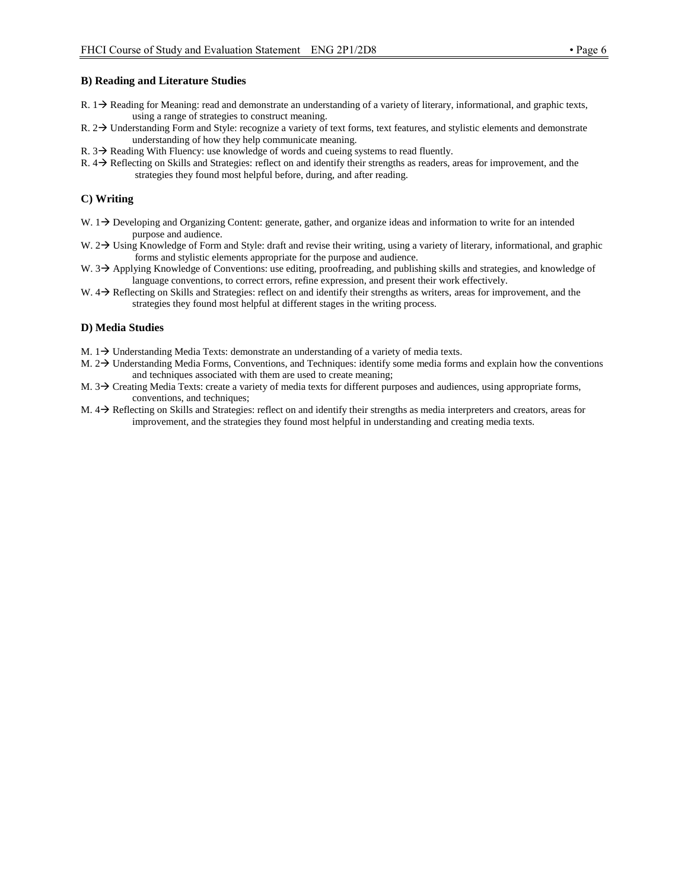### B) Reading and Literature Studies

R. 1→ Reading for Meaning: read and demonstrate an understanding of a variety of literary, informational, and graphic texts, using a range of strategies to construct meaning.
R. 2→ Understanding Form and Style: recognize a variety of text forms, text features, and stylistic elements and demonstrate understanding of how they help communicate meaning.
R. 3→ Reading With Fluency: use knowledge of words and cueing systems to read fluently.
R. 4→ Reflecting on Skills and Strategies: reflect on and identify their strengths as readers, areas for improvement, and the strategies they found most helpful before, during, and after reading.

### C) Writing

W. 1→ Developing and Organizing Content: generate, gather, and organize ideas and information to write for an intended purpose and audience.
W. 2→ Using Knowledge of Form and Style: draft and revise their writing, using a variety of literary, informational, and graphic forms and stylistic elements appropriate for the purpose and audience.
W. 3→ Applying Knowledge of Conventions: use editing, proofreading, and publishing skills and strategies, and knowledge of language conventions, to correct errors, refine expression, and present their work effectively.
W. 4→ Reflecting on Skills and Strategies: reflect on and identify their strengths as writers, areas for improvement, and the strategies they found most helpful at different stages in the writing process.

### D) Media Studies

M. 1→ Understanding Media Texts: demonstrate an understanding of a variety of media texts.
M. 2→ Understanding Media Forms, Conventions, and Techniques: identify some media forms and explain how the conventions and techniques associated with them are used to create meaning;
M. 3→ Creating Media Texts: create a variety of media texts for different purposes and audiences, using appropriate forms, conventions, and techniques;
M. 4→ Reflecting on Skills and Strategies: reflect on and identify their strengths as media interpreters and creators, areas for improvement, and the strategies they found most helpful in understanding and creating media texts.